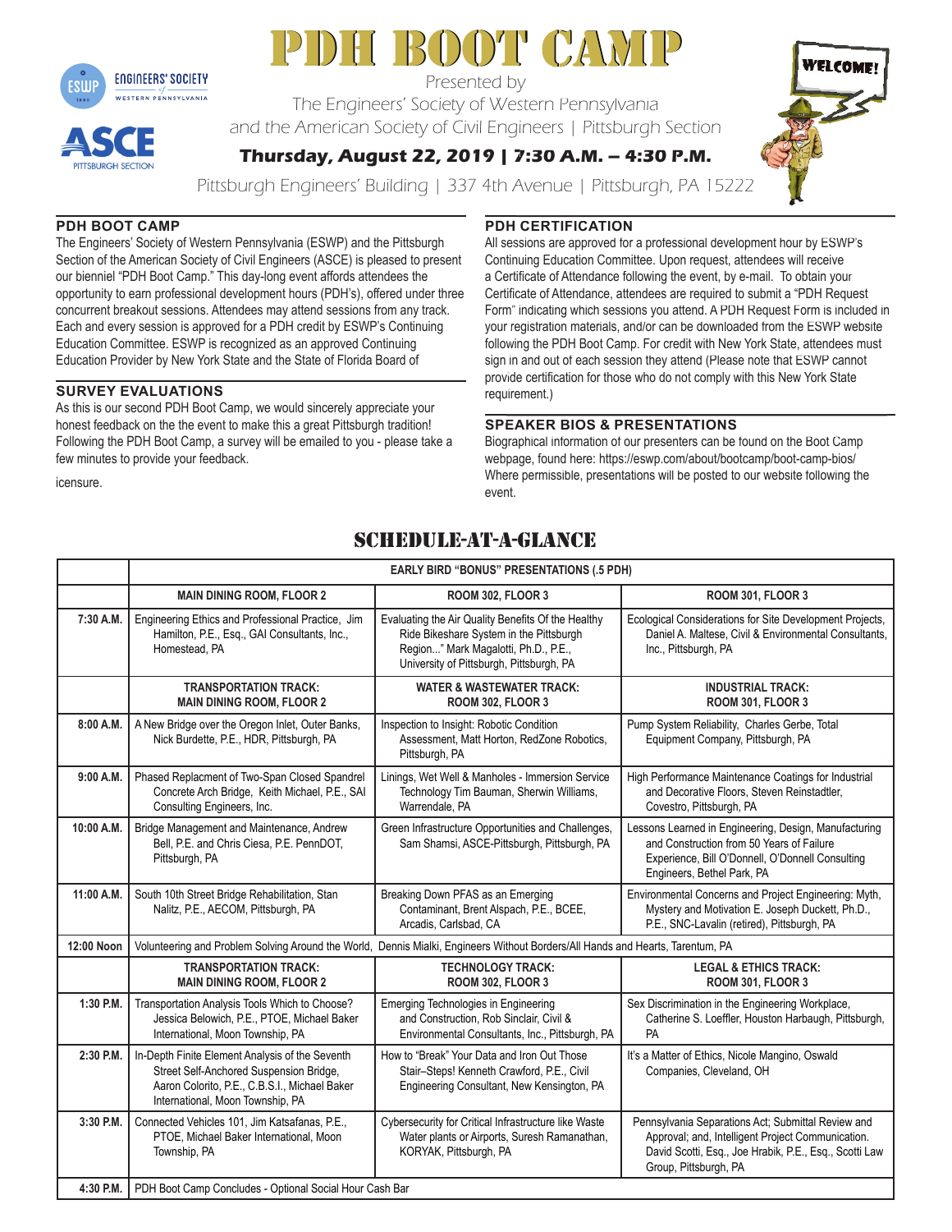# PDH BOOT CAMP

Presented by

The Engineers' Society of Western Pennsylvania

and the American Society of Civil Engineers | Pittsburgh Section

**Thursday, August 22, 2019 | 7:30 A.M. – 4:30 P.M.**

Pittsburgh Engineers' Building | 337 4th Avenue | Pittsburgh, PA 15222

## PDH BOOT CAMP

The Engineers' Society of Western Pennsylvania (ESWP) and the Pittsburgh Section of the American Society of Civil Engineers (ASCE) is pleased to present our bienniel "PDH Boot Camp." This day-long event affords attendees the opportunity to earn professional development hours (PDH's), offered under three concurrent breakout sessions. Attendees may attend sessions from any track. Each and every session is approved for a PDH credit by ESWP's Continuing Education Committee. ESWP is recognized as an approved Continuing Education Provider by New York State and the State of Florida Board of licensure.

## SURVEY EVALUATIONS

As this is our second PDH Boot Camp, we would sincerely appreciate your honest feedback on the the event to make this a great Pittsburgh tradition! Following the PDH Boot Camp, a survey will be emailed to you - please take a few minutes to provide your feedback.

## PDH CERTIFICATION

All sessions are approved for a professional development hour by ESWP's Continuing Education Committee. Upon request, attendees will receive a Certificate of Attendance following the event, by e-mail. To obtain your Certificate of Attendance, attendees are required to submit a "PDH Request Form" indicating which sessions you attend. A PDH Request Form is included in your registration materials, and/or can be downloaded from the ESWP website following the PDH Boot Camp. For credit with New York State, attendees must sign in and out of each session they attend (Please note that ESWP cannot provide certification for those who do not comply with this New York State requirement.)

## SPEAKER BIOS & PRESENTATIONS

Biographical information of our presenters can be found on the Boot Camp webpage, found here: https://eswp.com/about/bootcamp/boot-camp-bios/ Where permissible, presentations will be posted to our website following the event.

## SCHEDULE-AT-A-GLANCE

| | EARLY BIRD "BONUS" PRESENTATIONS (.5 PDH) | | |
|---|---|---|---|
| | **MAIN DINING ROOM, FLOOR 2** | **ROOM 302, FLOOR 3** | **ROOM 301, FLOOR 3** |
| **7:30 A.M.** | Engineering Ethics and Professional Practice, Jim Hamilton, P.E., Esq., GAI Consultants, Inc., Homestead, PA | Evaluating the Air Quality Benefits Of the Healthy Ride Bikeshare System in the Pittsburgh Region..." Mark Magalotti, Ph.D., P.E., University of Pittsburgh, Pittsburgh, PA | Ecological Considerations for Site Development Projects, Daniel A. Maltese, Civil & Environmental Consultants, Inc., Pittsburgh, PA |
| | **TRANSPORTATION TRACK: MAIN DINING ROOM, FLOOR 2** | **WATER & WASTEWATER TRACK: ROOM 302, FLOOR 3** | **INDUSTRIAL TRACK: ROOM 301, FLOOR 3** |
| **8:00 A.M.** | A New Bridge over the Oregon Inlet, Outer Banks, Nick Burdette, P.E., HDR, Pittsburgh, PA | Inspection to Insight: Robotic Condition Assessment, Matt Horton, RedZone Robotics, Pittsburgh, PA | Pump System Reliability, Charles Gerbe, Total Equipment Company, Pittsburgh, PA |
| **9:00 A.M.** | Phased Replacment of Two-Span Closed Spandrel Concrete Arch Bridge, Keith Michael, P.E., SAI Consulting Engineers, Inc. | Linings, Wet Well & Manholes - Immersion Service Technology Tim Bauman, Sherwin Williams, Warrendale, PA | High Performance Maintenance Coatings for Industrial and Decorative Floors, Steven Reinstadtler, Covestro, Pittsburgh, PA |
| **10:00 A.M.** | Bridge Management and Maintenance, Andrew Bell, P.E. and Chris Ciesa, P.E. PennDOT, Pittsburgh, PA | Green Infrastructure Opportunities and Challenges, Sam Shamsi, ASCE-Pittsburgh, Pittsburgh, PA | Lessons Learned in Engineering, Design, Manufacturing and Construction from 50 Years of Failure Experience, Bill O'Donnell, O'Donnell Consulting Engineers, Bethel Park, PA |
| **11:00 A.M.** | South 10th Street Bridge Rehabilitation, Stan Nalitz, P.E., AECOM, Pittsburgh, PA | Breaking Down PFAS as an Emerging Contaminant, Brent Alspach, P.E., BCEE, Arcadis, Carlsbad, CA | Environmental Concerns and Project Engineering: Myth, Mystery and Motivation E. Joseph Duckett, Ph.D., P.E., SNC-Lavalin (retired), Pittsburgh, PA |
| **12:00 Noon** | Volunteering and Problem Solving Around the World, Dennis Mialki, Engineers Without Borders/All Hands and Hearts, Tarentum, PA | | |
| | **TRANSPORTATION TRACK: MAIN DINING ROOM, FLOOR 2** | **TECHNOLOGY TRACK: ROOM 302, FLOOR 3** | **LEGAL & ETHICS TRACK: ROOM 301, FLOOR 3** |
| **1:30 P.M.** | Transportation Analysis Tools Which to Choose? Jessica Belowich, P.E., PTOE, Michael Baker International, Moon Township, PA | Emerging Technologies in Engineering and Construction, Rob Sinclair, Civil & Environmental Consultants, Inc., Pittsburgh, PA | Sex Discrimination in the Engineering Workplace, Catherine S. Loeffler, Houston Harbaugh, Pittsburgh, PA |
| **2:30 P.M.** | In-Depth Finite Element Analysis of the Seventh Street Self-Anchored Suspension Bridge, Aaron Colorito, P.E., C.B.S.I., Michael Baker International, Moon Township, PA | How to "Break" Your Data and Iron Out Those Stair–Steps! Kenneth Crawford, P.E., Civil Engineering Consultant, New Kensington, PA | It's a Matter of Ethics, Nicole Mangino, Oswald Companies, Cleveland, OH |
| **3:30 P.M.** | Connected Vehicles 101, Jim Katsafanas, P.E., PTOE, Michael Baker International, Moon Township, PA | Cybersecurity for Critical Infrastructure like Waste Water plants or Airports, Suresh Ramanathan, KORYAK, Pittsburgh, PA | Pennsylvania Separations Act; Submittal Review and Approval; and, Intelligent Project Communication. David Scotti, Esq., Joe Hrabik, P.E., Esq., Scotti Law Group, Pittsburgh, PA |
| **4:30 P.M.** | PDH Boot Camp Concludes - Optional Social Hour Cash Bar | | |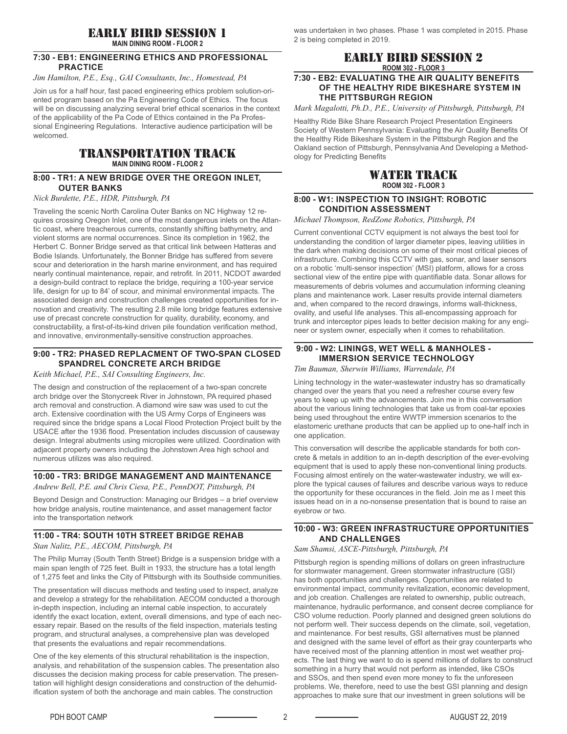# EARLY BIRD SESSION 1

**MAIN DINING ROOM - FLOOR 2**

### 7:30 - EB1: ENGINEERING ETHICS AND PROFESSIONAL PRACTICE

*Jim Hamilton, P.E., Esq., GAI Consultants, Inc., Homestead, PA*

Join us for a half hour, fast paced engineering ethics problem solution-oriented program based on the Pa Engineering Code of Ethics. The focus will be on discussing analyzing several brief ethical scenarios in the context of the applicability of the Pa Code of Ethics contained in the Pa Professional Engineering Regulations. Interactive audience participation will be welcomed.

# TRANSPORTATION TRACK

**MAIN DINING ROOM - FLOOR 2**

### 8:00 - TR1: A NEW BRIDGE OVER THE OREGON INLET, OUTER BANKS

*Nick Burdette, P.E., HDR, Pittsburgh, PA*

Traveling the scenic North Carolina Outer Banks on NC Highway 12 requires crossing Oregon Inlet, one of the most dangerous inlets on the Atlantic coast, where treacherous currents, constantly shifting bathymetry, and violent storms are normal occurrences. Since its completion in 1962, the Herbert C. Bonner Bridge served as that critical link between Hatteras and Bodie Islands. Unfortunately, the Bonner Bridge has suffered from severe scour and deterioration in the harsh marine environment, and has required nearly continual maintenance, repair, and retrofit. In 2011, NCDOT awarded a design-build contract to replace the bridge, requiring a 100-year service life, design for up to 84' of scour, and minimal environmental impacts. The associated design and construction challenges created opportunities for innovation and creativity. The resulting 2.8 mile long bridge features extensive use of precast concrete construction for quality, durability, economy, and constructability, a first-of-its-kind driven pile foundation verification method, and innovative, environmentally-sensitive construction approaches.

### 9:00 - TR2: PHASED REPLACMENT OF TWO-SPAN CLOSED SPANDREL CONCRETE ARCH BRIDGE

*Keith Michael, P.E., SAI Consulting Engineers, Inc.*

The design and construction of the replacement of a two-span concrete arch bridge over the Stonycreek River in Johnstown, PA required phased arch removal and construction. A diamond wire saw was used to cut the arch. Extensive coordination with the US Army Corps of Engineers was required since the bridge spans a Local Flood Protection Project built by the USACE after the 1936 flood. Presentation includes discussion of causeway design. Integral abutments using micropiles were utilized. Coordination with adjacent property owners including the Johnstown Area high school and numerous utilizes was also required.

### 10:00 - TR3: BRIDGE MANAGEMENT AND MAINTENANCE

*Andrew Bell, P.E. and Chris Ciesa, P.E., PennDOT, Pittsburgh, PA*

Beyond Design and Construction: Managing our Bridges – a brief overview how bridge analysis, routine maintenance, and asset management factor into the transportation network

### 11:00 - TR4: SOUTH 10TH STREET BRIDGE REHAB

*Stan Nalitz, P.E., AECOM, Pittsburgh, PA*

The Philip Murray (South Tenth Street) Bridge is a suspension bridge with a main span length of 725 feet. Built in 1933, the structure has a total length of 1,275 feet and links the City of Pittsburgh with its Southside communities.

The presentation will discuss methods and testing used to inspect, analyze and develop a strategy for the rehabilitation. AECOM conducted a thorough in-depth inspection, including an internal cable inspection, to accurately identify the exact location, extent, overall dimensions, and type of each necessary repair. Based on the results of the field inspection, materials testing program, and structural analyses, a comprehensive plan was developed that presents the evaluations and repair recommendations.

One of the key elements of this structural rehabilitation is the inspection, analysis, and rehabilitation of the suspension cables. The presentation also discusses the decision making process for cable preservation. The presentation will highlight design considerations and construction of the dehumidification system of both the anchorage and main cables. The construction was undertaken in two phases. Phase 1 was completed in 2015. Phase 2 is being completed in 2019.

# EARLY BIRD SESSION 2

**ROOM 302 - FLOOR 3**

### 7:30 - EB2: EVALUATING THE AIR QUALITY BENEFITS OF THE HEALTHY RIDE BIKESHARE SYSTEM IN THE PITTSBURGH REGION

*Mark Magalotti, Ph.D., P.E., University of Pittsburgh, Pittsburgh, PA*

Healthy Ride Bike Share Research Project Presentation Engineers Society of Western Pennsylvania: Evaluating the Air Quality Benefits Of the Healthy Ride Bikeshare System in the Pittsburgh Region and the Oakland section of Pittsburgh, Pennsylvania And Developing a Methodology for Predicting Benefits

# WATER TRACK

**ROOM 302 - FLOOR 3**

### 8:00 - W1: INSPECTION TO INSIGHT: ROBOTIC CONDITION ASSESSMENT

*Michael Thompson, RedZone Robotics, Pittsburgh, PA*

Current conventional CCTV equipment is not always the best tool for understanding the condition of larger diameter pipes, leaving utilities in the dark when making decisions on some of their most critical pieces of infrastructure. Combining this CCTV with gas, sonar, and laser sensors on a robotic 'multi-sensor inspection' (MSI) platform, allows for a cross sectional view of the entire pipe with quantifiable data. Sonar allows for measurements of debris volumes and accumulation informing cleaning plans and maintenance work. Laser results provide internal diameters and, when compared to the record drawings, informs wall-thickness, ovality, and useful life analyses. This all-encompassing approach for trunk and interceptor pipes leads to better decision making for any engineer or system owner, especially when it comes to rehabilitation.

### 9:00 - W2: LININGS, WET WELL & MANHOLES - IMMERSION SERVICE TECHNOLOGY

*Tim Bauman, Sherwin Williams, Warrendale, PA*

Lining technology in the water-wastewater industry has so dramatically changed over the years that you need a refresher course every few years to keep up with the advancements. Join me in this conversation about the various lining technologies that take us from coal-tar epoxies being used throughout the entire WWTP immersion scenarios to the elastomeric urethane products that can be applied up to one-half inch in one application.

This conversation will describe the applicable standards for both concrete & metals in addition to an in-depth description of the ever-evolving equipment that is used to apply these non-conventional lining products. Focusing almost entirely on the water-wastewater industry, we will explore the typical causes of failures and describe various ways to reduce the opportunity for these occurances in the field. Join me as I meet this issues head on in a no-nonsense presentation that is bound to raise an eyebrow or two.

### 10:00 - W3: GREEN INFRASTRUCTURE OPPORTUNITIES AND CHALLENGES

*Sam Shamsi, ASCE-Pittsburgh, Pittsburgh, PA*

Pittsburgh region is spending millions of dollars on green infrastructure for stormwater management. Green stormwater infrastructure (GSI) has both opportunities and challenges. Opportunities are related to environmental impact, community revitalization, economic development, and job creation. Challenges are related to ownership, public outreach, maintenance, hydraulic performance, and consent decree compliance for CSO volume reduction. Poorly planned and designed green solutions do not perform well. Their success depends on the climate, soil, vegetation, and maintenance. For best results, GSI alternatives must be planned and designed with the same level of effort as their gray counterparts who have received most of the planning attention in most wet weather projects. The last thing we want to do is spend millions of dollars to construct something in a hurry that would not perform as intended, like CSOs and SSOs, and then spend even more money to fix the unforeseen problems. We, therefore, need to use the best GSI planning and design approaches to make sure that our investment in green solutions will be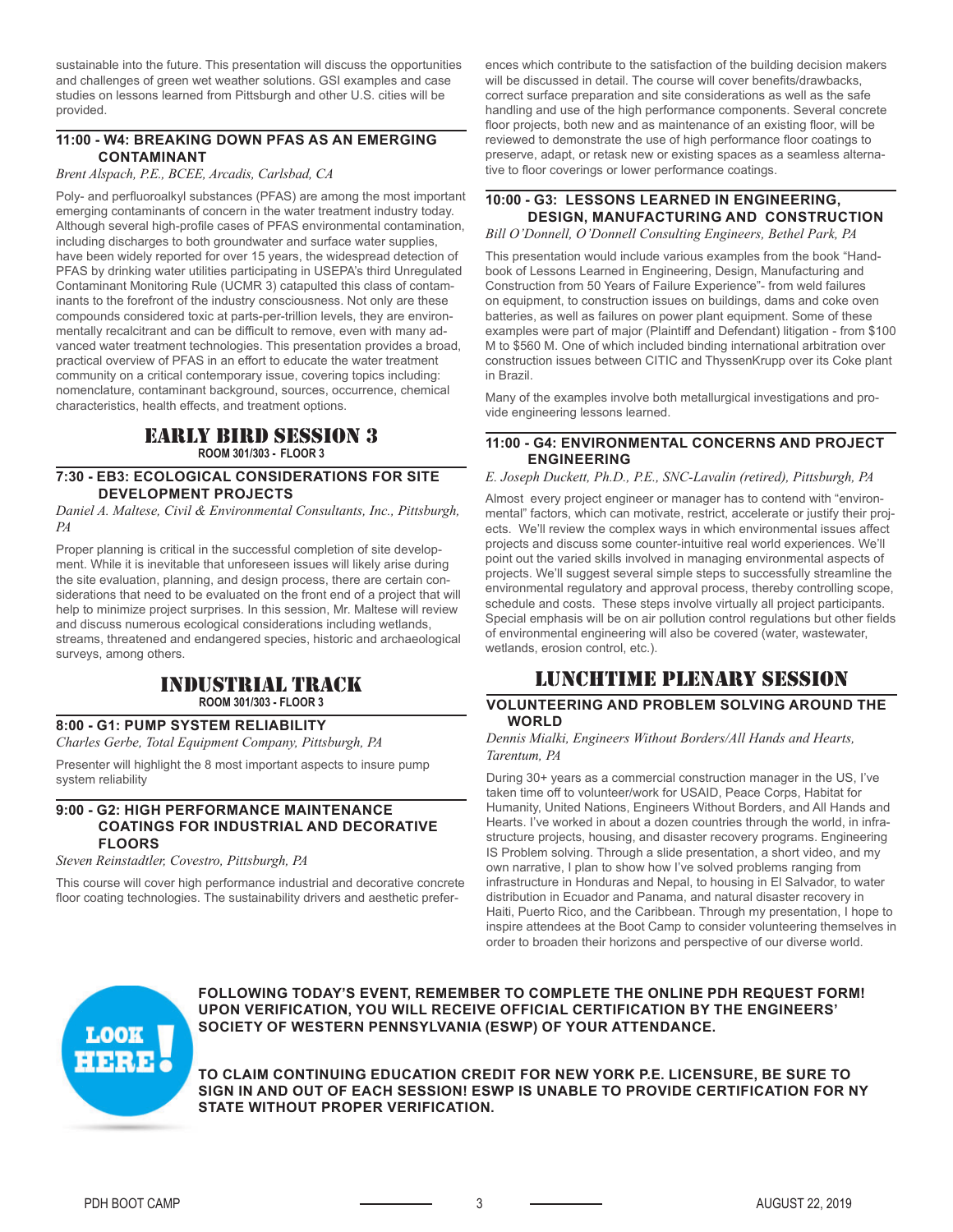sustainable into the future. This presentation will discuss the opportunities and challenges of green wet weather solutions. GSI examples and case studies on lessons learned from Pittsburgh and other U.S. cities will be provided.

### 11:00 - W4: BREAKING DOWN PFAS AS AN EMERGING CONTAMINANT

*Brent Alspach, P.E., BCEE, Arcadis, Carlsbad, CA*

Poly- and perfluoroalkyl substances (PFAS) are among the most important emerging contaminants of concern in the water treatment industry today. Although several high-profile cases of PFAS environmental contamination, including discharges to both groundwater and surface water supplies, have been widely reported for over 15 years, the widespread detection of PFAS by drinking water utilities participating in USEPA's third Unregulated Contaminant Monitoring Rule (UCMR 3) catapulted this class of contaminants to the forefront of the industry consciousness. Not only are these compounds considered toxic at parts-per-trillion levels, they are environmentally recalcitrant and can be difficult to remove, even with many advanced water treatment technologies. This presentation provides a broad, practical overview of PFAS in an effort to educate the water treatment community on a critical contemporary issue, covering topics including: nomenclature, contaminant background, sources, occurrence, chemical characteristics, health effects, and treatment options.

## EARLY BIRD SESSION 3

**ROOM 301/303 - FLOOR 3**

### 7:30 - EB3: ECOLOGICAL CONSIDERATIONS FOR SITE DEVELOPMENT PROJECTS

*Daniel A. Maltese, Civil & Environmental Consultants, Inc., Pittsburgh, PA*

Proper planning is critical in the successful completion of site development. While it is inevitable that unforeseen issues will likely arise during the site evaluation, planning, and design process, there are certain considerations that need to be evaluated on the front end of a project that will help to minimize project surprises. In this session, Mr. Maltese will review and discuss numerous ecological considerations including wetlands, streams, threatened and endangered species, historic and archaeological surveys, among others.

## INDUSTRIAL TRACK

**ROOM 301/303 - FLOOR 3**

### 8:00 - G1: PUMP SYSTEM RELIABILITY

*Charles Gerbe, Total Equipment Company, Pittsburgh, PA*

Presenter will highlight the 8 most important aspects to insure pump system reliability

### 9:00 - G2: HIGH PERFORMANCE MAINTENANCE COATINGS FOR INDUSTRIAL AND DECORATIVE FLOORS

*Steven Reinstadtler, Covestro, Pittsburgh, PA*

This course will cover high performance industrial and decorative concrete floor coating technologies. The sustainability drivers and aesthetic preferences which contribute to the satisfaction of the building decision makers will be discussed in detail. The course will cover benefits/drawbacks, correct surface preparation and site considerations as well as the safe handling and use of the high performance components. Several concrete floor projects, both new and as maintenance of an existing floor, will be reviewed to demonstrate the use of high performance floor coatings to preserve, adapt, or retask new or existing spaces as a seamless alternative to floor coverings or lower performance coatings.

### 10:00 - G3: LESSONS LEARNED IN ENGINEERING, DESIGN, MANUFACTURING AND CONSTRUCTION

*Bill O'Donnell, O'Donnell Consulting Engineers, Bethel Park, PA*

This presentation would include various examples from the book "Handbook of Lessons Learned in Engineering, Design, Manufacturing and Construction from 50 Years of Failure Experience"- from weld failures on equipment, to construction issues on buildings, dams and coke oven batteries, as well as failures on power plant equipment. Some of these examples were part of major (Plaintiff and Defendant) litigation - from $100 M to $560 M. One of which included binding international arbitration over construction issues between CITIC and ThyssenKrupp over its Coke plant in Brazil.

Many of the examples involve both metallurgical investigations and provide engineering lessons learned.

### 11:00 - G4: ENVIRONMENTAL CONCERNS AND PROJECT ENGINEERING

*E. Joseph Duckett, Ph.D., P.E., SNC-Lavalin (retired), Pittsburgh, PA*

Almost every project engineer or manager has to contend with "environmental" factors, which can motivate, restrict, accelerate or justify their projects. We'll review the complex ways in which environmental issues affect projects and discuss some counter-intuitive real world experiences. We'll point out the varied skills involved in managing environmental aspects of projects. We'll suggest several simple steps to successfully streamline the environmental regulatory and approval process, thereby controlling scope, schedule and costs. These steps involve virtually all project participants. Special emphasis will be on air pollution control regulations but other fields of environmental engineering will also be covered (water, wastewater, wetlands, erosion control, etc.).

## LUNCHTIME PLENARY SESSION

### VOLUNTEERING AND PROBLEM SOLVING AROUND THE WORLD

*Dennis Mialki, Engineers Without Borders/All Hands and Hearts, Tarentum, PA*

During 30+ years as a commercial construction manager in the US, I've taken time off to volunteer/work for USAID, Peace Corps, Habitat for Humanity, United Nations, Engineers Without Borders, and All Hands and Hearts. I've worked in about a dozen countries through the world, in infrastructure projects, housing, and disaster recovery programs. Engineering IS Problem solving. Through a slide presentation, a short video, and my own narrative, I plan to show how I've solved problems ranging from infrastructure in Honduras and Nepal, to housing in El Salvador, to water distribution in Ecuador and Panama, and natural disaster recovery in Haiti, Puerto Rico, and the Caribbean. Through my presentation, I hope to inspire attendees at the Boot Camp to consider volunteering themselves in order to broaden their horizons and perspective of our diverse world.

**LOOK HERE!**

**FOLLOWING TODAY'S EVENT, REMEMBER TO COMPLETE THE ONLINE PDH REQUEST FORM! UPON VERIFICATION, YOU WILL RECEIVE OFFICIAL CERTIFICATION BY THE ENGINEERS' SOCIETY OF WESTERN PENNSYLVANIA (ESWP) OF YOUR ATTENDANCE.**

**TO CLAIM CONTINUING EDUCATION CREDIT FOR NEW YORK P.E. LICENSURE, BE SURE TO SIGN IN AND OUT OF EACH SESSION! ESWP IS UNABLE TO PROVIDE CERTIFICATION FOR NY STATE WITHOUT PROPER VERIFICATION.**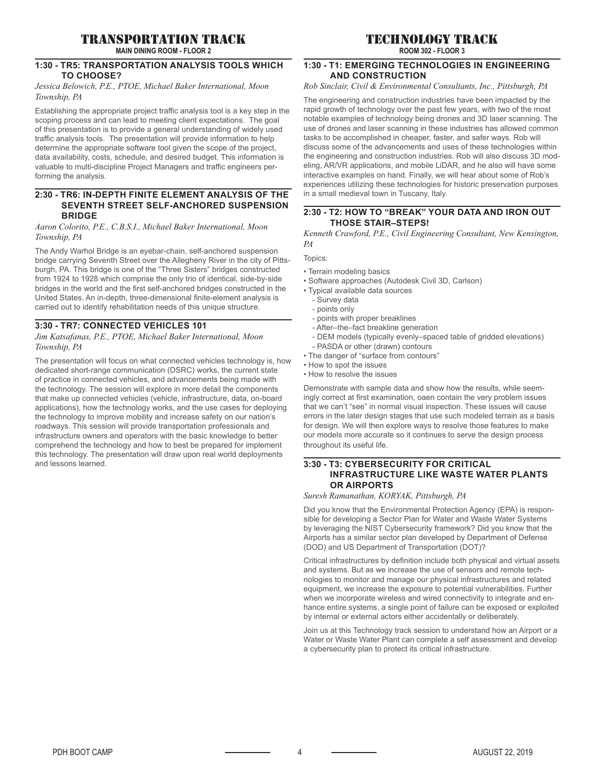# TRANSPORTATION TRACK

**MAIN DINING ROOM - FLOOR 2**

### 1:30 - TR5: TRANSPORTATION ANALYSIS TOOLS WHICH TO CHOOSE?

*Jessica Belowich, P.E., PTOE, Michael Baker International, Moon Township, PA*

Establishing the appropriate project traffic analysis tool is a key step in the scoping process and can lead to meeting client expectations. The goal of this presentation is to provide a general understanding of widely used traffic analysis tools. The presentation will provide information to help determine the appropriate software tool given the scope of the project, data availability, costs, schedule, and desired budget. This information is valuable to multi-discipline Project Managers and traffic engineers performing the analysis.

### 2:30 - TR6: IN-DEPTH FINITE ELEMENT ANALYSIS OF THE SEVENTH STREET SELF-ANCHORED SUSPENSION BRIDGE

*Aaron Colorito, P.E., C.B.S.I., Michael Baker International, Moon Township, PA*

The Andy Warhol Bridge is an eyebar-chain, self-anchored suspension bridge carrying Seventh Street over the Allegheny River in the city of Pittsburgh, PA. This bridge is one of the "Three Sisters" bridges constructed from 1924 to 1928 which comprise the only trio of identical, side-by-side bridges in the world and the first self-anchored bridges constructed in the United States. An in-depth, three-dimensional finite-element analysis is carried out to identify rehabilitation needs of this unique structure.

### 3:30 - TR7: CONNECTED VEHICLES 101

*Jim Katsafanas, P.E., PTOE, Michael Baker International, Moon Township, PA*

The presentation will focus on what connected vehicles technology is, how dedicated short-range communication (DSRC) works, the current state of practice in connected vehicles, and advancements being made with the technology. The session will explore in more detail the components that make up connected vehicles (vehicle, infrastructure, data, on-board applications), how the technology works, and the use cases for deploying the technology to improve mobility and increase safety on our nation's roadways. This session will provide transportation professionals and infrastructure owners and operators with the basic knowledge to better comprehend the technology and how to best be prepared for implement this technology. The presentation will draw upon real world deployments and lessons learned.

# TECHNOLOGY TRACK

**ROOM 302 - FLOOR 3**

### 1:30 - T1: EMERGING TECHNOLOGIES IN ENGINEERING AND CONSTRUCTION

*Rob Sinclair, Civil & Environmental Consultants, Inc., Pittsburgh, PA*

The engineering and construction industries have been impacted by the rapid growth of technology over the past few years, with two of the most notable examples of technology being drones and 3D laser scanning. The use of drones and laser scanning in these industries has allowed common tasks to be accomplished in cheaper, faster, and safer ways. Rob will discuss some of the advancements and uses of these technologies within the engineering and construction industries. Rob will also discuss 3D modeling, AR/VR applications, and mobile LiDAR, and he also will have some interactive examples on hand. Finally, we will hear about some of Rob's experiences utilizing these technologies for historic preservation purposes in a small medieval town in Tuscany, Italy.

### 2:30 - T2: HOW TO "BREAK" YOUR DATA AND IRON OUT THOSE STAIR–STEPS!

*Kenneth Crawford, P.E., Civil Engineering Consultant, New Kensington, PA*

Topics:

- Terrain modeling basics
- Software approaches (Autodesk Civil 3D, Carlson)
- Typical available data sources
  - Survey data
  - points only
  - points with proper breaklines
  - After–the–fact breakline generation
  - DEM models (typically evenly–spaced table of gridded elevations)
  - PASDA or other (drawn) contours
- The danger of "surface from contours"
- How to spot the issues
- How to resolve the issues

Demonstrate with sample data and show how the results, while seemingly correct at first examination, oaen contain the very problem issues that we can't "see" in normal visual inspection. These issues will cause errors in the later design stages that use such modeled terrain as a basis for design. We will then explore ways to resolve those features to make our models more accurate so it continues to serve the design process throughout its useful life.

### 3:30 - T3: CYBERSECURITY FOR CRITICAL INFRASTRUCTURE LIKE WASTE WATER PLANTS OR AIRPORTS

*Suresh Ramanathan, KORYAK, Pittsburgh, PA*

Did you know that the Environmental Protection Agency (EPA) is responsible for developing a Sector Plan for Water and Waste Water Systems by leveraging the NIST Cybersecurity framework? Did you know that the Airports has a similar sector plan developed by Department of Defense (DOD) and US Department of Transportation (DOT)?

Critical infrastructures by definition include both physical and virtual assets and systems. But as we increase the use of sensors and remote technologies to monitor and manage our physical infrastructures and related equipment, we increase the exposure to potential vulnerabilities. Further when we incorporate wireless and wired connectivity to integrate and enhance entire systems, a single point of failure can be exposed or exploited by internal or external actors either accidentally or deliberately.

Join us at this Technology track session to understand how an Airport or a Water or Waste Water Plant can complete a self assessment and develop a cybersecurity plan to protect its critical infrastructure.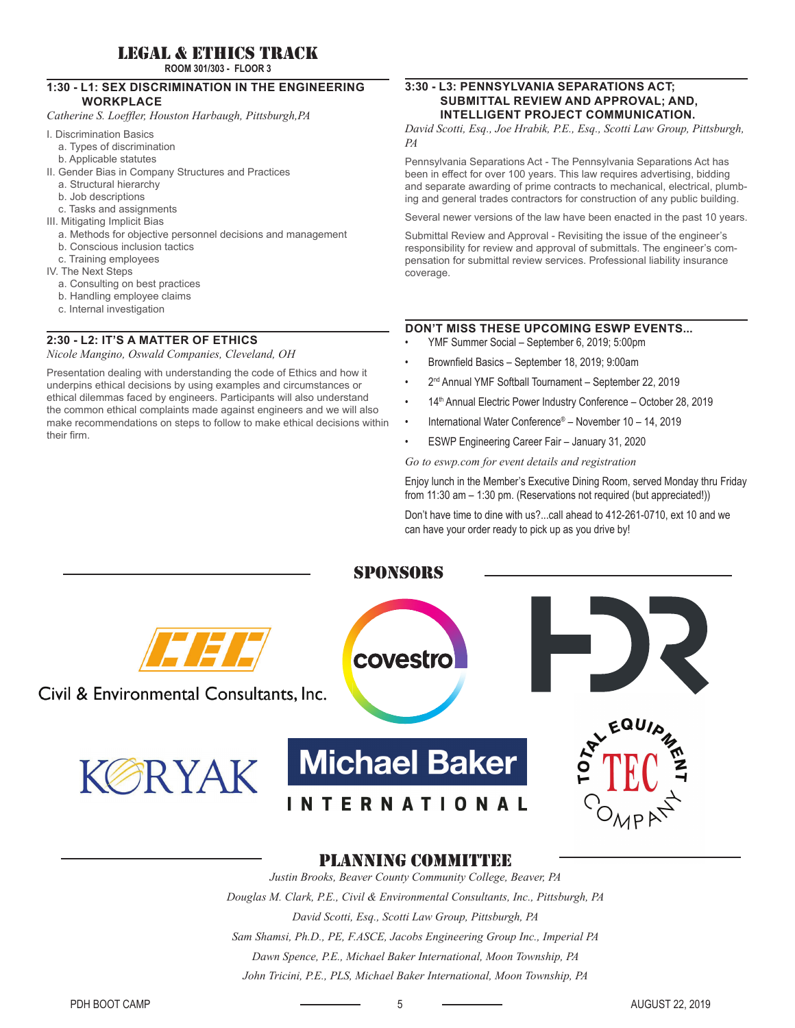# LEGAL & ETHICS TRACK

**ROOM 301/303 - FLOOR 3**

### 1:30 - L1: SEX DISCRIMINATION IN THE ENGINEERING WORKPLACE

*Catherine S. Loeffler, Houston Harbaugh, Pittsburgh, PA*

- I. Discrimination Basics
  - a. Types of discrimination
  - b. Applicable statutes
- II. Gender Bias in Company Structures and Practices
  - a. Structural hierarchy
  - b. Job descriptions
  - c. Tasks and assignments
- III. Mitigating Implicit Bias
  - a. Methods for objective personnel decisions and management
  - b. Conscious inclusion tactics
  - c. Training employees
- IV. The Next Steps
  - a. Consulting on best practices
  - b. Handling employee claims
  - c. Internal investigation

### 2:30 - L2: IT'S A MATTER OF ETHICS

*Nicole Mangino, Oswald Companies, Cleveland, OH*

Presentation dealing with understanding the code of Ethics and how it underpins ethical decisions by using examples and circumstances or ethical dilemmas faced by engineers. Participants will also understand the common ethical complaints made against engineers and we will also make recommendations on steps to follow to make ethical decisions within their firm.

### 3:30 - L3: PENNSYLVANIA SEPARATIONS ACT; SUBMITTAL REVIEW AND APPROVAL; AND, INTELLIGENT PROJECT COMMUNICATION.

*David Scotti, Esq., Joe Hrabik, P.E., Esq., Scotti Law Group, Pittsburgh, PA*

Pennsylvania Separations Act - The Pennsylvania Separations Act has been in effect for over 100 years. This law requires advertising, bidding and separate awarding of prime contracts to mechanical, electrical, plumbing and general trades contractors for construction of any public building.

Several newer versions of the law have been enacted in the past 10 years.

Submittal Review and Approval - Revisiting the issue of the engineer's responsibility for review and approval of submittals. The engineer's compensation for submittal review services. Professional liability insurance coverage.

### DON'T MISS THESE UPCOMING ESWP EVENTS...

- YMF Summer Social – September 6, 2019; 5:00pm
- Brownfield Basics – September 18, 2019; 9:00am
- 2nd Annual YMF Softball Tournament – September 22, 2019
- 14th Annual Electric Power Industry Conference – October 28, 2019
- International Water Conference® – November 10 – 14, 2019
- ESWP Engineering Career Fair – January 31, 2020

*Go to eswp.com for event details and registration*

Enjoy lunch in the Member's Executive Dining Room, served Monday thru Friday from 11:30 am – 1:30 pm. (Reservations not required (but appreciated!))

Don't have time to dine with us?...call ahead to 412-261-0710, ext 10 and we can have your order ready to pick up as you drive by!

## SPONSORS

CEC – Civil & Environmental Consultants, Inc.

covestro

HDR

KORYAK

Michael Baker INTERNATIONAL

Total Equipment Company (TEC)

## PLANNING COMMITTEE

*Justin Brooks, Beaver County Community College, Beaver, PA*

*Douglas M. Clark, P.E., Civil & Environmental Consultants, Inc., Pittsburgh, PA*

*David Scotti, Esq., Scotti Law Group, Pittsburgh, PA*

*Sam Shamsi, Ph.D., PE, F.ASCE, Jacobs Engineering Group Inc., Imperial PA*

*Dawn Spence, P.E., Michael Baker International, Moon Township, PA*

*John Tricini, P.E., PLS, Michael Baker International, Moon Township, PA*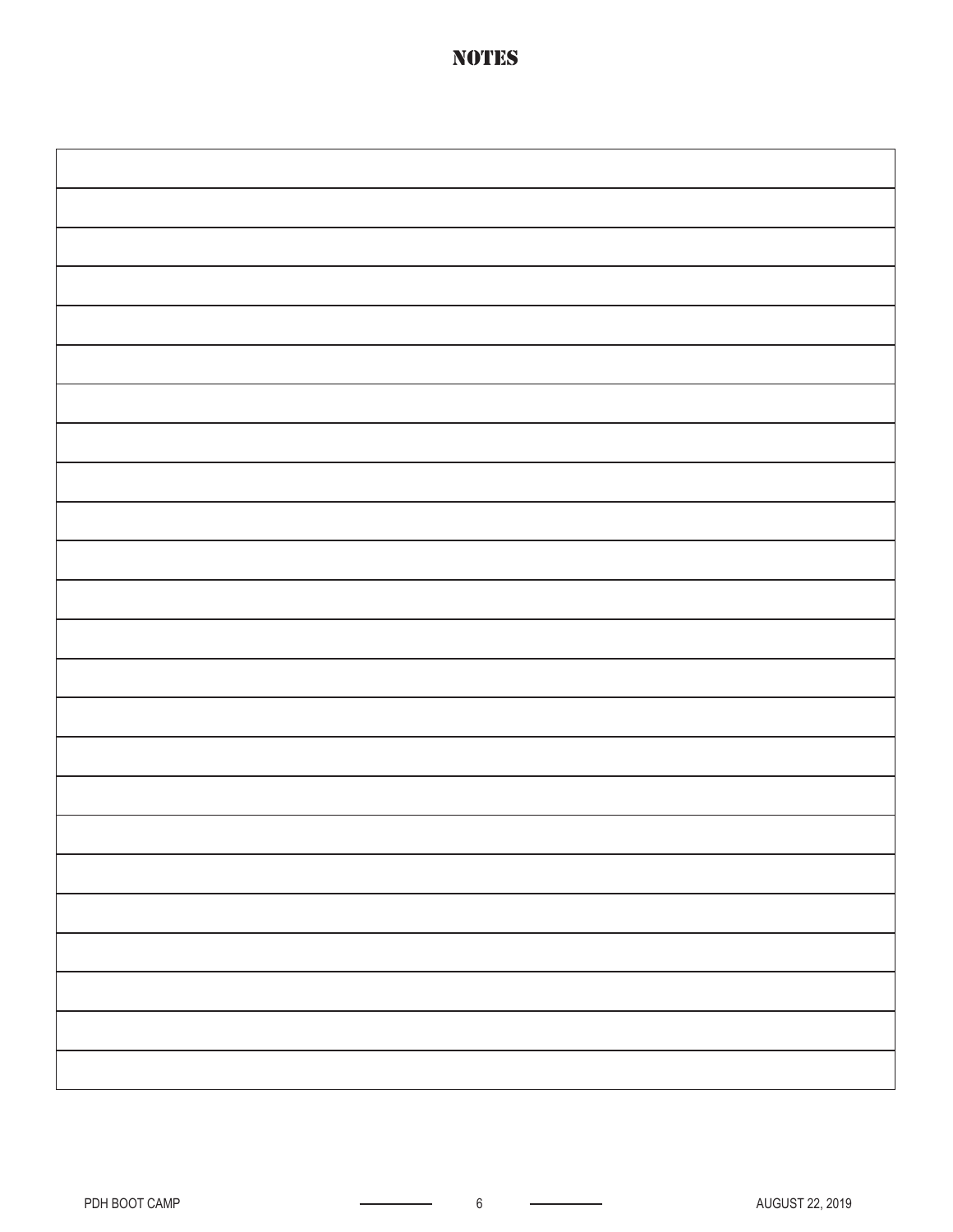# NOTES